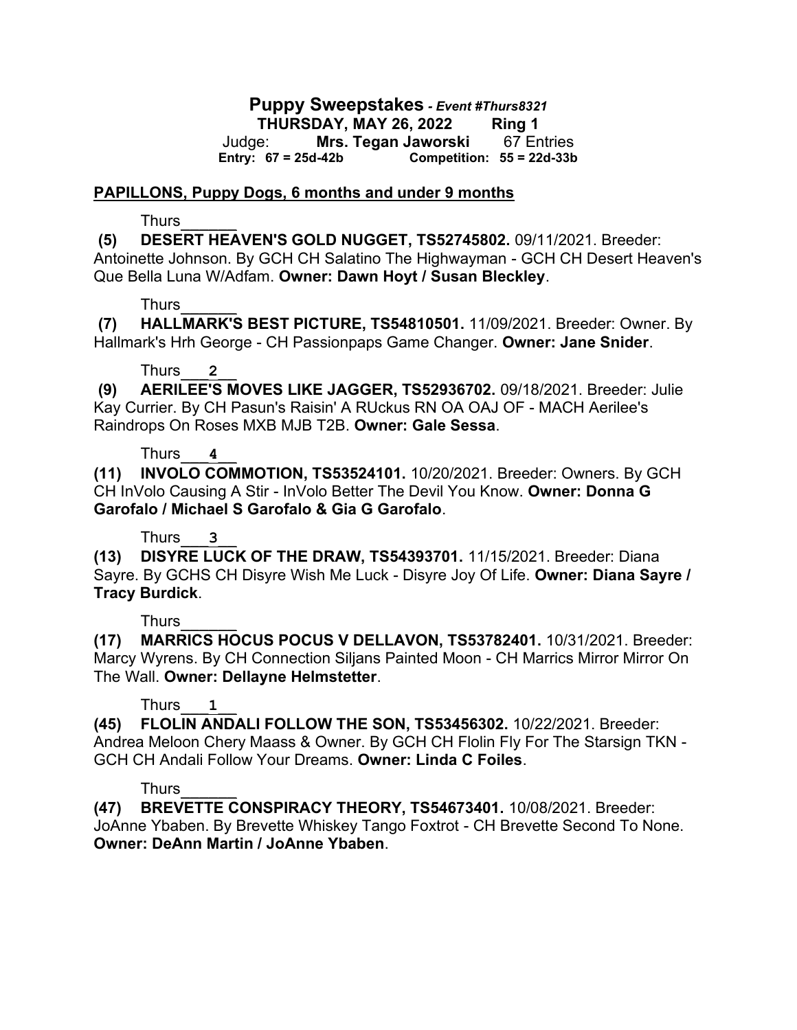# Puppy Sweepstakes *- Event #Thurs8321*

**THURSDAY, MAY 26, 2022 Ring 1**

Judge: **Mrs. Tegan Jaworski** 67 Entries

**Entry: 67 = 25d-42b Competition: 55 = 22d-33b**

## PAPILLONS, Puppy Dogs, 6 months and under 9 months

Thurs______

**(5) DESERT HEAVEN'S GOLD NUGGET, TS52745802.** 09/11/2021. Breeder: Antoinette Johnson. By GCH CH Salatino The Highwayman - GCH CH Desert Heaven's Que Bella Luna W/Adfam. **Owner: Dawn Hoyt / Susan Bleckley**.

Thurs______

**(7) HALLMARK'S BEST PICTURE, TS54810501.** 11/09/2021. Breeder: Owner. By Hallmark's Hrh George - CH Passionpaps Game Changer. **Owner: Jane Snider**.

Thurs___2___

**(9) AERILEE'S MOVES LIKE JAGGER, TS52936702.** 09/18/2021. Breeder: Julie Kay Currier. By CH Pasun's Raisin' A RUckus RN OA OAJ OF - MACH Aerilee's Raindrops On Roses MXB MJB T2B. **Owner: Gale Sessa**.

Thurs___4___

**(11) INVOLO COMMOTION, TS53524101.** 10/20/2021. Breeder: Owners. By GCH CH InVolo Causing A Stir - InVolo Better The Devil You Know. **Owner: Donna G Garofalo / Michael S Garofalo & Gia G Garofalo**.

Thurs___3___

**(13) DISYRE LUCK OF THE DRAW, TS54393701.** 11/15/2021. Breeder: Diana Sayre. By GCHS CH Disyre Wish Me Luck - Disyre Joy Of Life. **Owner: Diana Sayre / Tracy Burdick**.

Thurs______

**(17) MARRICS HOCUS POCUS V DELLAVON, TS53782401.** 10/31/2021. Breeder: Marcy Wyrens. By CH Connection Siljans Painted Moon - CH Marrics Mirror Mirror On The Wall. **Owner: Dellayne Helmstetter**.

Thurs___1___

**(45) FLOLIN ANDALI FOLLOW THE SON, TS53456302.** 10/22/2021. Breeder: Andrea Meloon Chery Maass & Owner. By GCH CH Flolin Fly For The Starsign TKN - GCH CH Andali Follow Your Dreams. **Owner: Linda C Foiles**.

Thurs______

**(47) BREVETTE CONSPIRACY THEORY, TS54673401.** 10/08/2021. Breeder: JoAnne Ybaben. By Brevette Whiskey Tango Foxtrot - CH Brevette Second To None. **Owner: DeAnn Martin / JoAnne Ybaben**.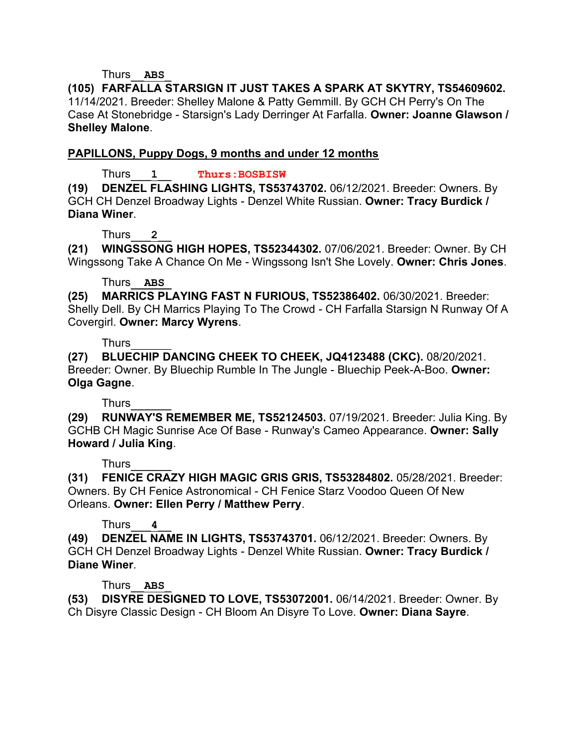Thurs\_\_**ABS**\_\_

**(105) FARFALLA STARSIGN IT JUST TAKES A SPARK AT SKYTRY, TS54609602.** 11/14/2021. Breeder: Shelley Malone & Patty Gemmill. By GCH CH Perry's On The Case At Stonebridge - Starsign's Lady Derringer At Farfalla. **Owner: Joanne Glawson / Shelley Malone**.

**PAPILLONS, Puppy Dogs, 9 months and under 12 months**

Thurs\_\_\_**1**\_\_\_ **Thurs:BOSBISW**

**(19) DENZEL FLASHING LIGHTS, TS53743702.** 06/12/2021. Breeder: Owners. By GCH CH Denzel Broadway Lights - Denzel White Russian. **Owner: Tracy Burdick / Diana Winer**.

Thurs\_\_\_**2**\_\_\_

**(21) WINGSSONG HIGH HOPES, TS52344302.** 07/06/2021. Breeder: Owner. By CH Wingssong Take A Chance On Me - Wingssong Isn't She Lovely. **Owner: Chris Jones**.

Thurs\_\_**ABS**\_\_

**(25) MARRICS PLAYING FAST N FURIOUS, TS52386402.** 06/30/2021. Breeder: Shelly Dell. By CH Marrics Playing To The Crowd - CH Farfalla Starsign N Runway Of A Covergirl. **Owner: Marcy Wyrens**.

Thurs\_\_\_\_\_\_

**(27) BLUECHIP DANCING CHEEK TO CHEEK, JQ4123488 (CKC).** 08/20/2021. Breeder: Owner. By Bluechip Rumble In The Jungle - Bluechip Peek-A-Boo. **Owner: Olga Gagne**.

Thurs\_\_\_\_\_\_

**(29) RUNWAY'S REMEMBER ME, TS52124503.** 07/19/2021. Breeder: Julia King. By GCHB CH Magic Sunrise Ace Of Base - Runway's Cameo Appearance. **Owner: Sally Howard / Julia King**.

Thurs\_\_\_\_\_\_

**(31) FENICE CRAZY HIGH MAGIC GRIS GRIS, TS53284802.** 05/28/2021. Breeder: Owners. By CH Fenice Astronomical - CH Fenice Starz Voodoo Queen Of New Orleans. **Owner: Ellen Perry / Matthew Perry**.

Thurs\_\_\_**4**\_\_\_

**(49) DENZEL NAME IN LIGHTS, TS53743701.** 06/12/2021. Breeder: Owners. By GCH CH Denzel Broadway Lights - Denzel White Russian. **Owner: Tracy Burdick / Diane Winer**.

Thurs\_\_**ABS**\_\_

**(53) DISYRE DESIGNED TO LOVE, TS53072001.** 06/14/2021. Breeder: Owner. By Ch Disyre Classic Design - CH Bloom An Disyre To Love. **Owner: Diana Sayre**.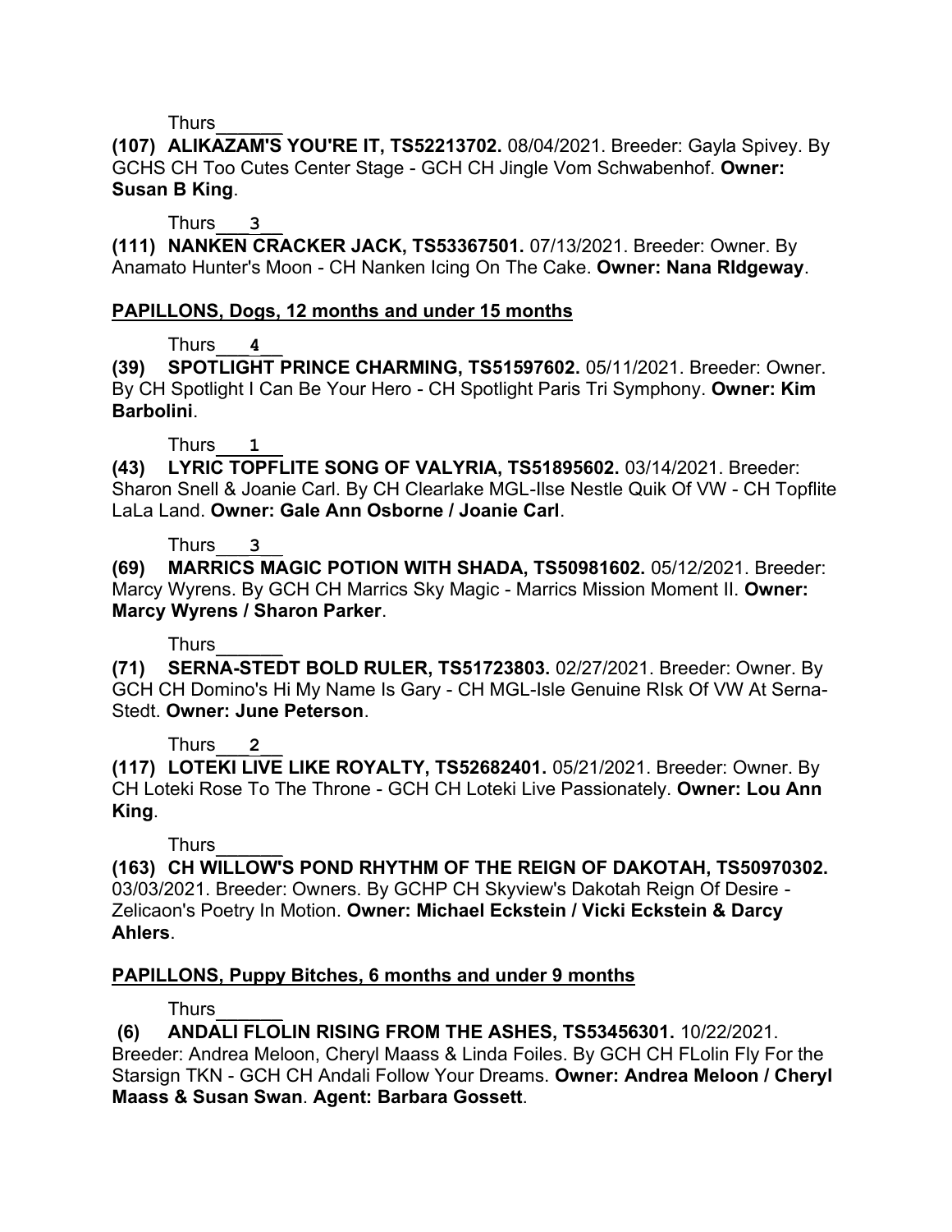Thurs______

**(107) ALIKAZAM'S YOU'RE IT, TS52213702.** 08/04/2021. Breeder: Gayla Spivey. By GCHS CH Too Cutes Center Stage - GCH CH Jingle Vom Schwabenhof. **Owner: Susan B King**.

Thurs___3___

**(111) NANKEN CRACKER JACK, TS53367501.** 07/13/2021. Breeder: Owner. By Anamato Hunter's Moon - CH Nanken Icing On The Cake. **Owner: Nana RIdgeway**.

**PAPILLONS, Dogs, 12 months and under 15 months**

Thurs___4___

**(39) SPOTLIGHT PRINCE CHARMING, TS51597602.** 05/11/2021. Breeder: Owner. By CH Spotlight I Can Be Your Hero - CH Spotlight Paris Tri Symphony. **Owner: Kim Barbolini**.

Thurs___1___

**(43) LYRIC TOPFLITE SONG OF VALYRIA, TS51895602.** 03/14/2021. Breeder: Sharon Snell & Joanie Carl. By CH Clearlake MGL-Ilse Nestle Quik Of VW - CH Topflite LaLa Land. **Owner: Gale Ann Osborne / Joanie Carl**.

Thurs___3___

**(69) MARRICS MAGIC POTION WITH SHADA, TS50981602.** 05/12/2021. Breeder: Marcy Wyrens. By GCH CH Marrics Sky Magic - Marrics Mission Moment II. **Owner: Marcy Wyrens / Sharon Parker**.

Thurs______

**(71) SERNA-STEDT BOLD RULER, TS51723803.** 02/27/2021. Breeder: Owner. By GCH CH Domino's Hi My Name Is Gary - CH MGL-Isle Genuine RIsk Of VW At Serna-Stedt. **Owner: June Peterson**.

Thurs___2___

**(117) LOTEKI LIVE LIKE ROYALTY, TS52682401.** 05/21/2021. Breeder: Owner. By CH Loteki Rose To The Throne - GCH CH Loteki Live Passionately. **Owner: Lou Ann King**.

Thurs______

**(163) CH WILLOW'S POND RHYTHM OF THE REIGN OF DAKOTAH, TS50970302.** 03/03/2021. Breeder: Owners. By GCHP CH Skyview's Dakotah Reign Of Desire - Zelicaon's Poetry In Motion. **Owner: Michael Eckstein / Vicki Eckstein & Darcy Ahlers**.

**PAPILLONS, Puppy Bitches, 6 months and under 9 months**

Thurs______

**(6) ANDALI FLOLIN RISING FROM THE ASHES, TS53456301.** 10/22/2021. Breeder: Andrea Meloon, Cheryl Maass & Linda Foiles. By GCH CH FLolin Fly For the Starsign TKN - GCH CH Andali Follow Your Dreams. **Owner: Andrea Meloon / Cheryl Maass & Susan Swan**. **Agent: Barbara Gossett**.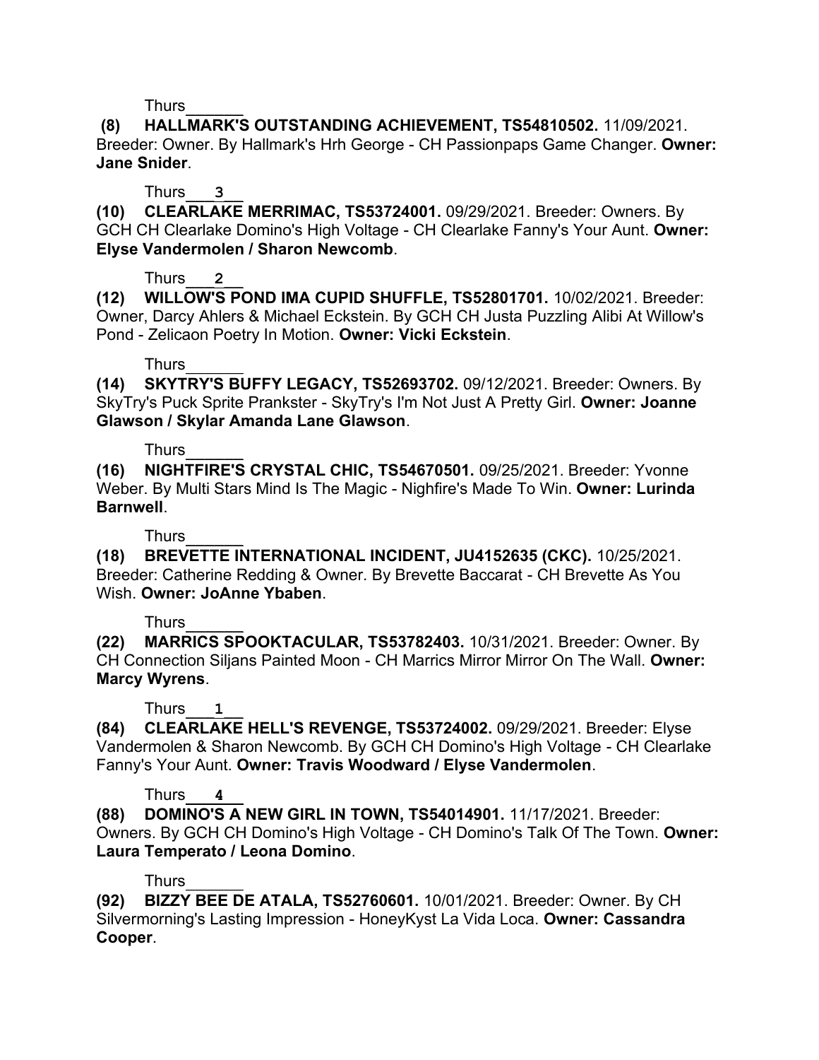Thurs______

**(8) HALLMARK'S OUTSTANDING ACHIEVEMENT, TS54810502.** 11/09/2021. Breeder: Owner. By Hallmark's Hrh George - CH Passionpaps Game Changer. **Owner: Jane Snider**.

Thurs___3___

**(10) CLEARLAKE MERRIMAC, TS53724001.** 09/29/2021. Breeder: Owners. By GCH CH Clearlake Domino's High Voltage - CH Clearlake Fanny's Your Aunt. **Owner: Elyse Vandermolen / Sharon Newcomb**.

Thurs___2___

**(12) WILLOW'S POND IMA CUPID SHUFFLE, TS52801701.** 10/02/2021. Breeder: Owner, Darcy Ahlers & Michael Eckstein. By GCH CH Justa Puzzling Alibi At Willow's Pond - Zelicaon Poetry In Motion. **Owner: Vicki Eckstein**.

Thurs______

**(14) SKYTRY'S BUFFY LEGACY, TS52693702.** 09/12/2021. Breeder: Owners. By SkyTry's Puck Sprite Prankster - SkyTry's I'm Not Just A Pretty Girl. **Owner: Joanne Glawson / Skylar Amanda Lane Glawson**.

Thurs______

**(16) NIGHTFIRE'S CRYSTAL CHIC, TS54670501.** 09/25/2021. Breeder: Yvonne Weber. By Multi Stars Mind Is The Magic - Nighfire's Made To Win. **Owner: Lurinda Barnwell**.

Thurs______

**(18) BREVETTE INTERNATIONAL INCIDENT, JU4152635 (CKC).** 10/25/2021. Breeder: Catherine Redding & Owner. By Brevette Baccarat - CH Brevette As You Wish. **Owner: JoAnne Ybaben**.

Thurs______

**(22) MARRICS SPOOKTACULAR, TS53782403.** 10/31/2021. Breeder: Owner. By CH Connection Siljans Painted Moon - CH Marrics Mirror Mirror On The Wall. **Owner: Marcy Wyrens**.

Thurs___1___

**(84) CLEARLAKE HELL'S REVENGE, TS53724002.** 09/29/2021. Breeder: Elyse Vandermolen & Sharon Newcomb. By GCH CH Domino's High Voltage - CH Clearlake Fanny's Your Aunt. **Owner: Travis Woodward / Elyse Vandermolen**.

Thurs___4___

**(88) DOMINO'S A NEW GIRL IN TOWN, TS54014901.** 11/17/2021. Breeder: Owners. By GCH CH Domino's High Voltage - CH Domino's Talk Of The Town. **Owner: Laura Temperato / Leona Domino**.

Thurs______

**(92) BIZZY BEE DE ATALA, TS52760601.** 10/01/2021. Breeder: Owner. By CH Silvermorning's Lasting Impression - HoneyKyst La Vida Loca. **Owner: Cassandra Cooper**.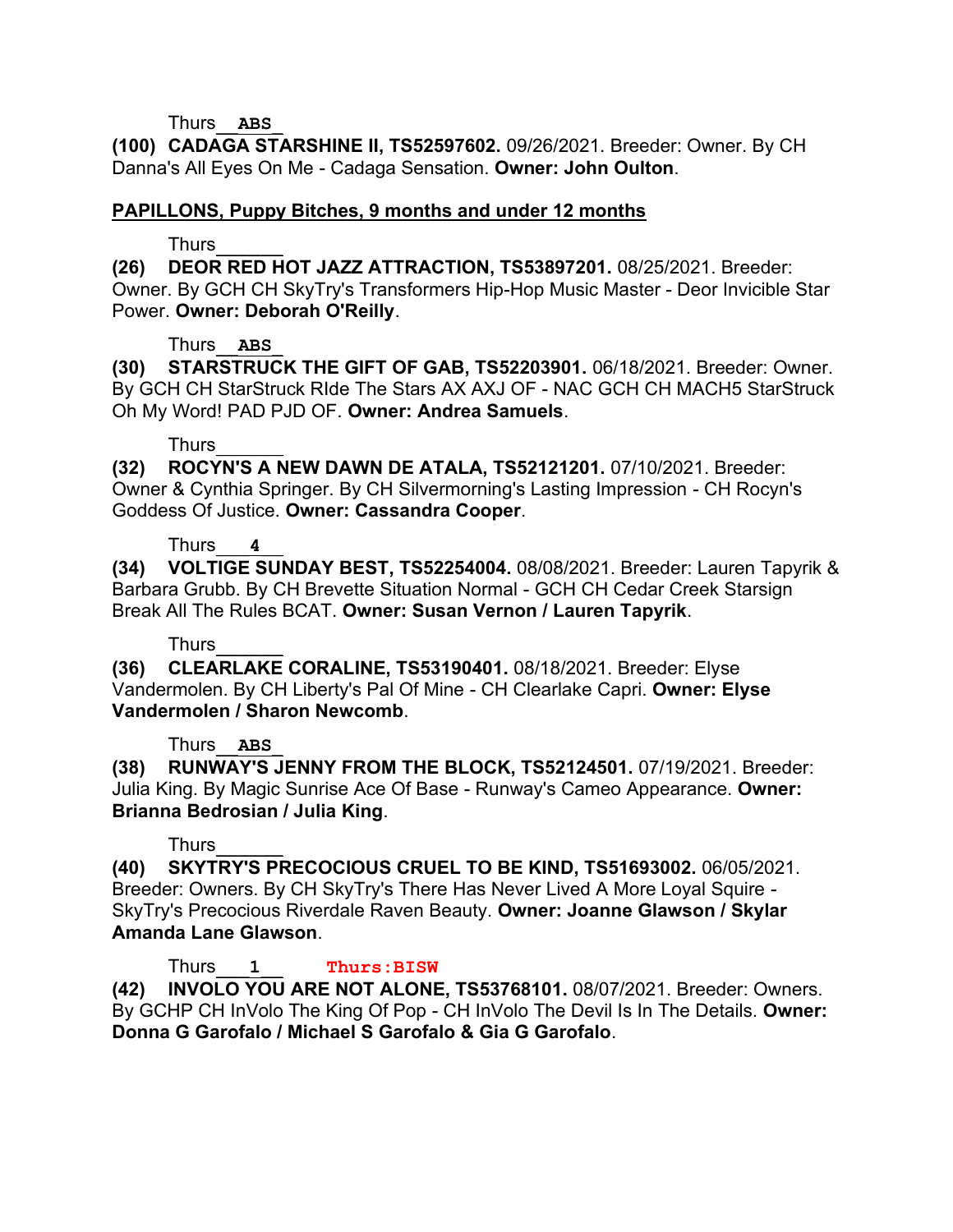Thurs__ABS_

**(100) CADAGA STARSHINE II, TS52597602.** 09/26/2021. Breeder: Owner. By CH Danna's All Eyes On Me - Cadaga Sensation. **Owner: John Oulton**.

**PAPILLONS, Puppy Bitches, 9 months and under 12 months**

Thurs______

**(26) DEOR RED HOT JAZZ ATTRACTION, TS53897201.** 08/25/2021. Breeder: Owner. By GCH CH SkyTry's Transformers Hip-Hop Music Master - Deor Invicible Star Power. **Owner: Deborah O'Reilly**.

Thurs__ABS_

**(30) STARSTRUCK THE GIFT OF GAB, TS52203901.** 06/18/2021. Breeder: Owner. By GCH CH StarStruck RIde The Stars AX AXJ OF - NAC GCH CH MACH5 StarStruck Oh My Word! PAD PJD OF. **Owner: Andrea Samuels**.

Thurs______

**(32) ROCYN'S A NEW DAWN DE ATALA, TS52121201.** 07/10/2021. Breeder: Owner & Cynthia Springer. By CH Silvermorning's Lasting Impression - CH Rocyn's Goddess Of Justice. **Owner: Cassandra Cooper**.

Thurs___4___

**(34) VOLTIGE SUNDAY BEST, TS52254004.** 08/08/2021. Breeder: Lauren Tapyrik & Barbara Grubb. By CH Brevette Situation Normal - GCH CH Cedar Creek Starsign Break All The Rules BCAT. **Owner: Susan Vernon / Lauren Tapyrik**.

Thurs______

**(36) CLEARLAKE CORALINE, TS53190401.** 08/18/2021. Breeder: Elyse Vandermolen. By CH Liberty's Pal Of Mine - CH Clearlake Capri. **Owner: Elyse Vandermolen / Sharon Newcomb**.

Thurs__ABS_

**(38) RUNWAY'S JENNY FROM THE BLOCK, TS52124501.** 07/19/2021. Breeder: Julia King. By Magic Sunrise Ace Of Base - Runway's Cameo Appearance. **Owner: Brianna Bedrosian / Julia King**.

Thurs______

**(40) SKYTRY'S PRECOCIOUS CRUEL TO BE KIND, TS51693002.** 06/05/2021. Breeder: Owners. By CH SkyTry's There Has Never Lived A More Loyal Squire - SkyTry's Precocious Riverdale Raven Beauty. **Owner: Joanne Glawson / Skylar Amanda Lane Glawson**.

Thurs___1___ Thurs:BISW

**(42) INVOLO YOU ARE NOT ALONE, TS53768101.** 08/07/2021. Breeder: Owners. By GCHP CH InVolo The King Of Pop - CH InVolo The Devil Is In The Details. **Owner: Donna G Garofalo / Michael S Garofalo & Gia G Garofalo**.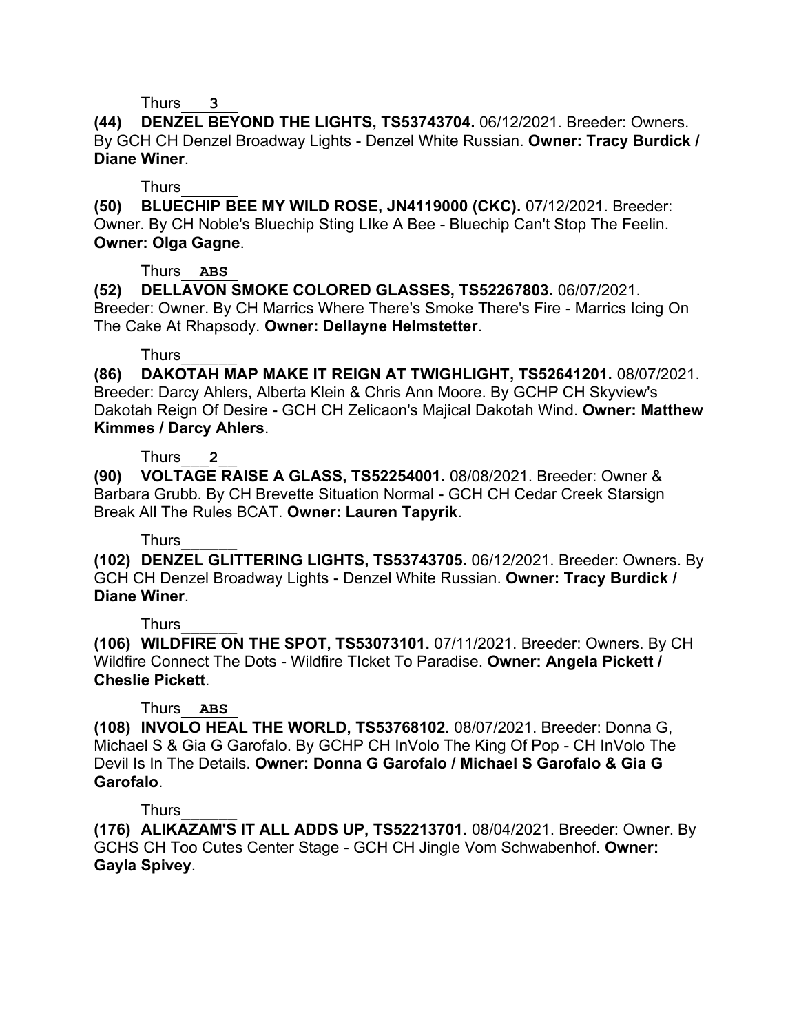Thurs___3___

**(44) DENZEL BEYOND THE LIGHTS, TS53743704.** 06/12/2021. Breeder: Owners. By GCH CH Denzel Broadway Lights - Denzel White Russian. **Owner: Tracy Burdick / Diane Winer**.

Thurs______

**(50) BLUECHIP BEE MY WILD ROSE, JN4119000 (CKC).** 07/12/2021. Breeder: Owner. By CH Noble's Bluechip Sting LIke A Bee - Bluechip Can't Stop The Feelin. **Owner: Olga Gagne**.

Thurs__ABS__

**(52) DELLAVON SMOKE COLORED GLASSES, TS52267803.** 06/07/2021. Breeder: Owner. By CH Marrics Where There's Smoke There's Fire - Marrics Icing On The Cake At Rhapsody. **Owner: Dellayne Helmstetter**.

Thurs______

**(86) DAKOTAH MAP MAKE IT REIGN AT TWIGHLIGHT, TS52641201.** 08/07/2021. Breeder: Darcy Ahlers, Alberta Klein & Chris Ann Moore. By GCHP CH Skyview's Dakotah Reign Of Desire - GCH CH Zelicaon's Majical Dakotah Wind. **Owner: Matthew Kimmes / Darcy Ahlers**.

Thurs___2___

**(90) VOLTAGE RAISE A GLASS, TS52254001.** 08/08/2021. Breeder: Owner & Barbara Grubb. By CH Brevette Situation Normal - GCH CH Cedar Creek Starsign Break All The Rules BCAT. **Owner: Lauren Tapyrik**.

Thurs______

**(102) DENZEL GLITTERING LIGHTS, TS53743705.** 06/12/2021. Breeder: Owners. By GCH CH Denzel Broadway Lights - Denzel White Russian. **Owner: Tracy Burdick / Diane Winer**.

Thurs______

**(106) WILDFIRE ON THE SPOT, TS53073101.** 07/11/2021. Breeder: Owners. By CH Wildfire Connect The Dots - Wildfire TIcket To Paradise. **Owner: Angela Pickett / Cheslie Pickett**.

Thurs__ABS__

**(108) INVOLO HEAL THE WORLD, TS53768102.** 08/07/2021. Breeder: Donna G, Michael S & Gia G Garofalo. By GCHP CH InVolo The King Of Pop - CH InVolo The Devil Is In The Details. **Owner: Donna G Garofalo / Michael S Garofalo & Gia G Garofalo**.

Thurs______

**(176) ALIKAZAM'S IT ALL ADDS UP, TS52213701.** 08/04/2021. Breeder: Owner. By GCHS CH Too Cutes Center Stage - GCH CH Jingle Vom Schwabenhof. **Owner: Gayla Spivey**.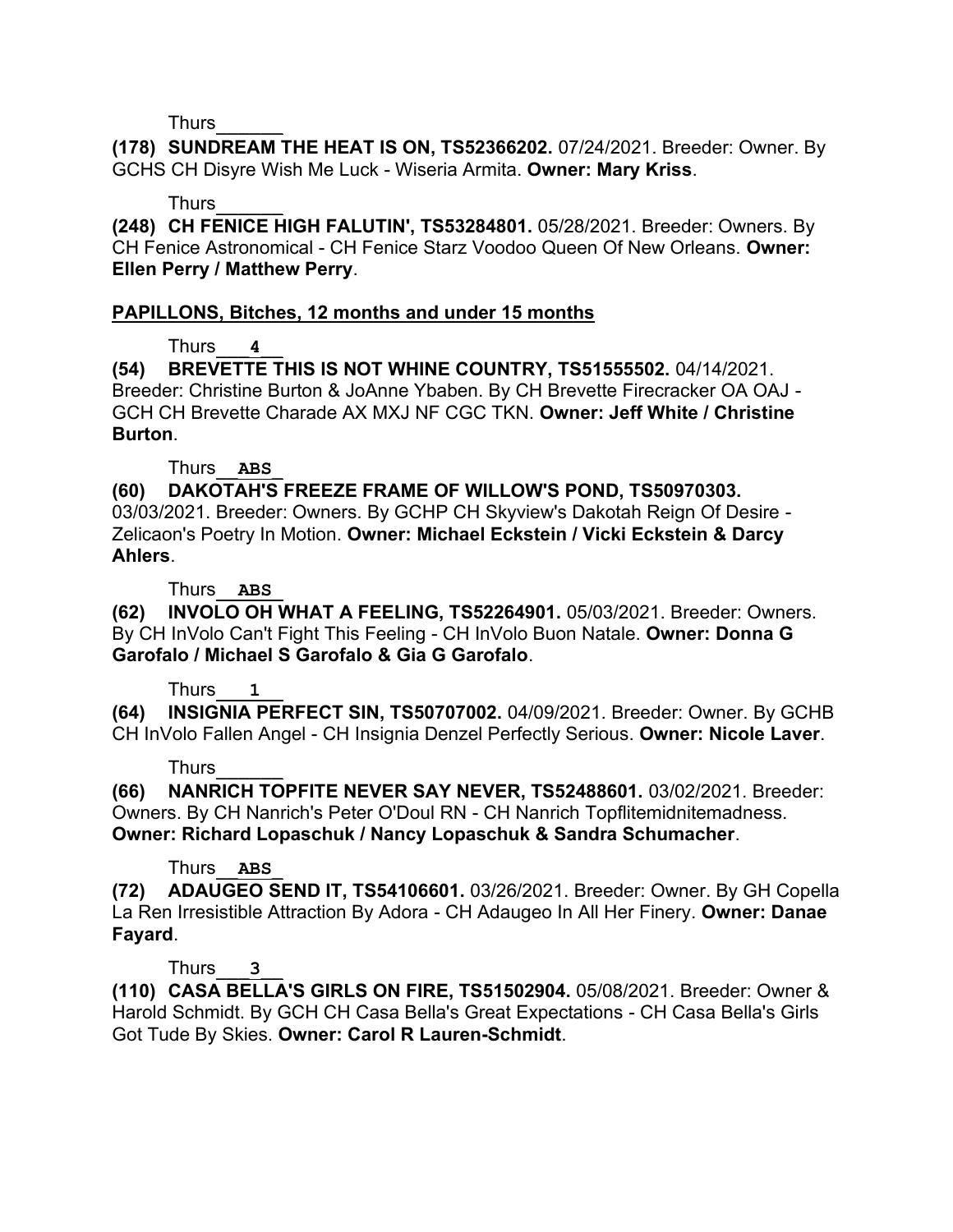Thurs______

**(178) SUNDREAM THE HEAT IS ON, TS52366202.** 07/24/2021. Breeder: Owner. By GCHS CH Disyre Wish Me Luck - Wiseria Armita. **Owner: Mary Kriss**.

Thurs______

**(248) CH FENICE HIGH FALUTIN', TS53284801.** 05/28/2021. Breeder: Owners. By CH Fenice Astronomical - CH Fenice Starz Voodoo Queen Of New Orleans. **Owner: Ellen Perry / Matthew Perry**.

## PAPILLONS, Bitches, 12 months and under 15 months

Thurs___**4**___

**(54) BREVETTE THIS IS NOT WHINE COUNTRY, TS51555502.** 04/14/2021. Breeder: Christine Burton & JoAnne Ybaben. By CH Brevette Firecracker OA OAJ - GCH CH Brevette Charade AX MXJ NF CGC TKN. **Owner: Jeff White / Christine Burton**.

Thurs__**ABS**__

**(60) DAKOTAH'S FREEZE FRAME OF WILLOW'S POND, TS50970303.** 03/03/2021. Breeder: Owners. By GCHP CH Skyview's Dakotah Reign Of Desire - Zelicaon's Poetry In Motion. **Owner: Michael Eckstein / Vicki Eckstein & Darcy Ahlers**.

Thurs__**ABS**__

**(62) INVOLO OH WHAT A FEELING, TS52264901.** 05/03/2021. Breeder: Owners. By CH InVolo Can't Fight This Feeling - CH InVolo Buon Natale. **Owner: Donna G Garofalo / Michael S Garofalo & Gia G Garofalo**.

Thurs___**1**___

**(64) INSIGNIA PERFECT SIN, TS50707002.** 04/09/2021. Breeder: Owner. By GCHB CH InVolo Fallen Angel - CH Insignia Denzel Perfectly Serious. **Owner: Nicole Laver**.

Thurs______

**(66) NANRICH TOPFITE NEVER SAY NEVER, TS52488601.** 03/02/2021. Breeder: Owners. By CH Nanrich's Peter O'Doul RN - CH Nanrich Topflitemidnitemadness. **Owner: Richard Lopaschuk / Nancy Lopaschuk & Sandra Schumacher**.

Thurs__**ABS**__

**(72) ADAUGEO SEND IT, TS54106601.** 03/26/2021. Breeder: Owner. By GH Copella La Ren Irresistible Attraction By Adora - CH Adaugeo In All Her Finery. **Owner: Danae Fayard**.

Thurs___**3**___

**(110) CASA BELLA'S GIRLS ON FIRE, TS51502904.** 05/08/2021. Breeder: Owner & Harold Schmidt. By GCH CH Casa Bella's Great Expectations - CH Casa Bella's Girls Got Tude By Skies. **Owner: Carol R Lauren-Schmidt**.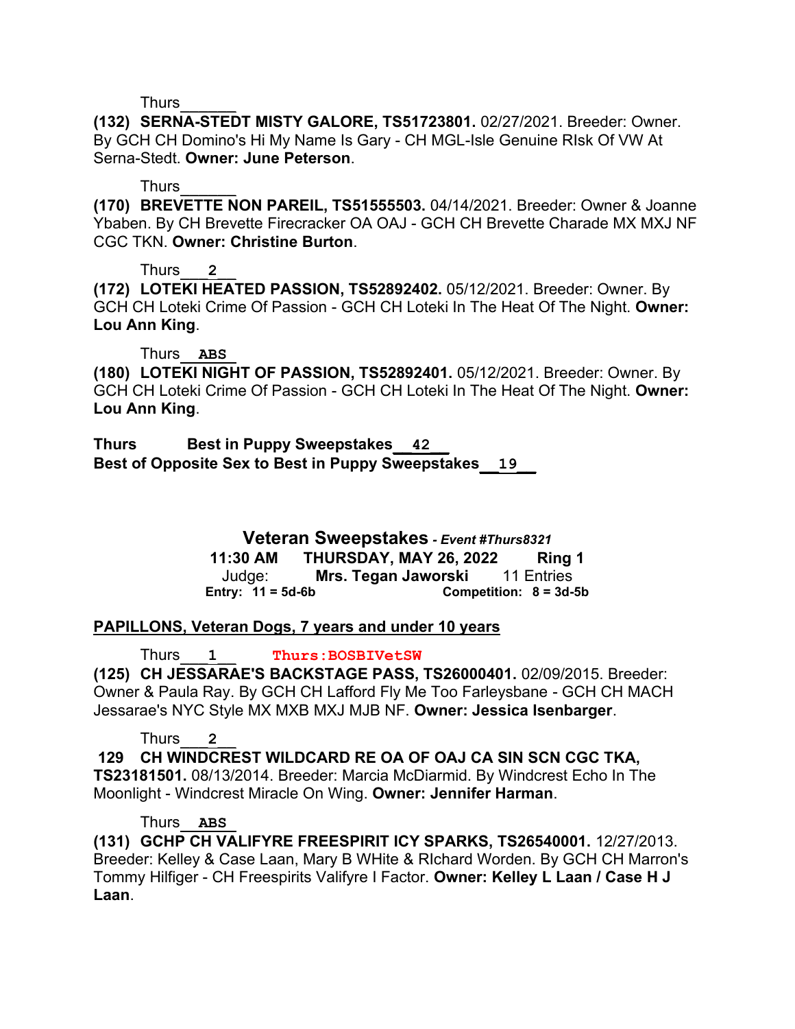Thurs______

**(132) SERNA-STEDT MISTY GALORE, TS51723801.** 02/27/2021. Breeder: Owner. By GCH CH Domino's Hi My Name Is Gary - CH MGL-Isle Genuine RIsk Of VW At Serna-Stedt. **Owner: June Peterson**.

Thurs______

**(170) BREVETTE NON PAREIL, TS51555503.** 04/14/2021. Breeder: Owner & Joanne Ybaben. By CH Brevette Firecracker OA OAJ - GCH CH Brevette Charade MX MXJ NF CGC TKN. **Owner: Christine Burton**.

Thurs___2___

**(172) LOTEKI HEATED PASSION, TS52892402.** 05/12/2021. Breeder: Owner. By GCH CH Loteki Crime Of Passion - GCH CH Loteki In The Heat Of The Night. **Owner: Lou Ann King**.

Thurs__ABS__

**(180) LOTEKI NIGHT OF PASSION, TS52892401.** 05/12/2021. Breeder: Owner. By GCH CH Loteki Crime Of Passion - GCH CH Loteki In The Heat Of The Night. **Owner: Lou Ann King**.

**Thurs Best in Puppy Sweepstakes__42__**
**Best of Opposite Sex to Best in Puppy Sweepstakes__19__**

## Veteran Sweepstakes - *Event #Thurs8321*

**11:30 AM THURSDAY, MAY 26, 2022 Ring 1**
Judge: **Mrs. Tegan Jaworski** 11 Entries
**Entry: 11 = 5d-6b Competition: 8 = 3d-5b**

**PAPILLONS, Veteran Dogs, 7 years and under 10 years**

Thurs___1___ **Thurs:BOSBIVetSW**

**(125) CH JESSARAE'S BACKSTAGE PASS, TS26000401.** 02/09/2015. Breeder: Owner & Paula Ray. By GCH CH Lafford Fly Me Too Farleysbane - GCH CH MACH Jessarae's NYC Style MX MXB MXJ MJB NF. **Owner: Jessica Isenbarger**.

Thurs___2___

**129 CH WINDCREST WILDCARD RE OA OF OAJ CA SIN SCN CGC TKA, TS23181501.** 08/13/2014. Breeder: Marcia McDiarmid. By Windcrest Echo In The Moonlight - Windcrest Miracle On Wing. **Owner: Jennifer Harman**.

Thurs__ABS__

**(131) GCHP CH VALIFYRE FREESPIRIT ICY SPARKS, TS26540001.** 12/27/2013. Breeder: Kelley & Case Laan, Mary B WHite & RIchard Worden. By GCH CH Marron's Tommy Hilfiger - CH Freespirits Valifyre I Factor. **Owner: Kelley L Laan / Case H J Laan**.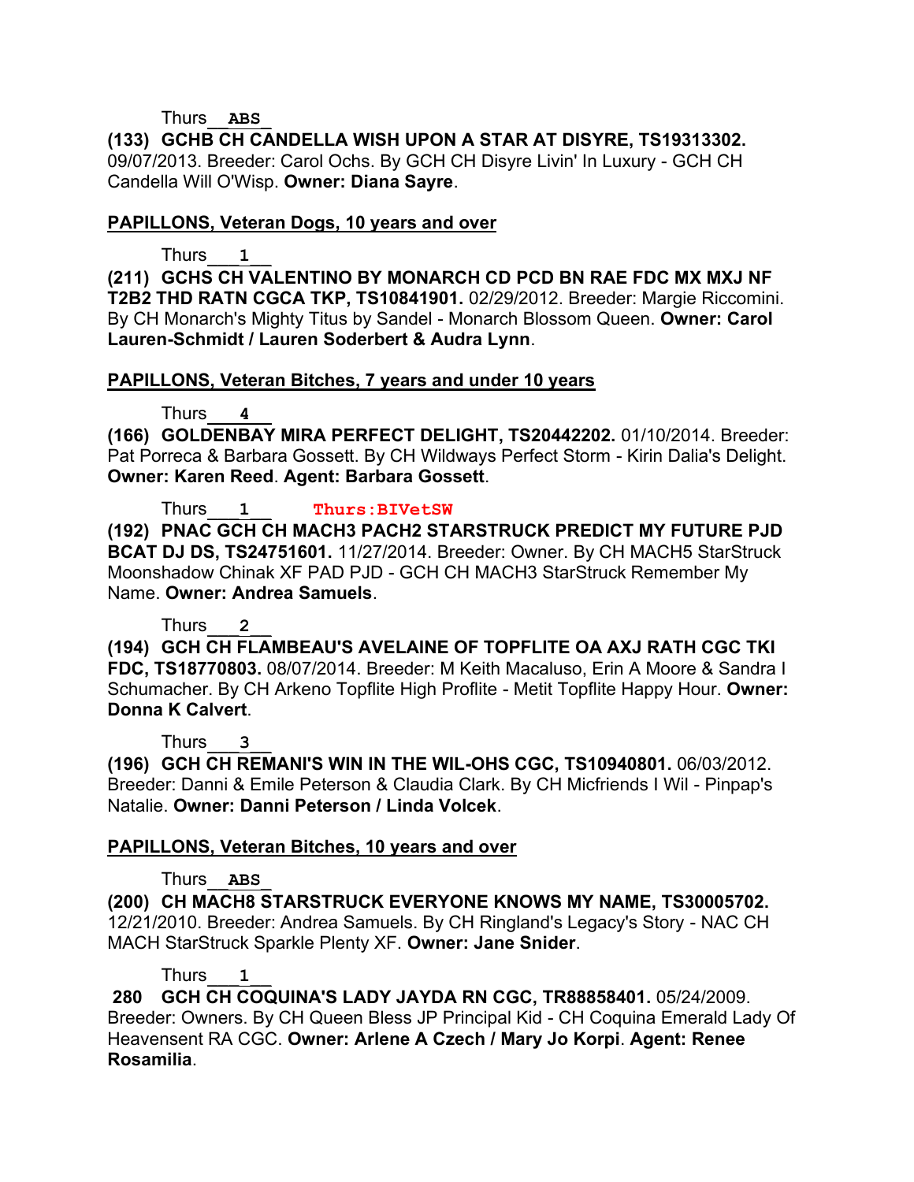Thurs **ABS**

**(133) GCHB CH CANDELLA WISH UPON A STAR AT DISYRE, TS19313302.** 09/07/2013. Breeder: Carol Ochs. By GCH CH Disyre Livin' In Luxury - GCH CH Candella Will O'Wisp. **Owner: Diana Sayre**.

**PAPILLONS, Veteran Dogs, 10 years and over**

Thurs **1**

**(211) GCHS CH VALENTINO BY MONARCH CD PCD BN RAE FDC MX MXJ NF T2B2 THD RATN CGCA TKP, TS10841901.** 02/29/2012. Breeder: Margie Riccomini. By CH Monarch's Mighty Titus by Sandel - Monarch Blossom Queen. **Owner: Carol Lauren-Schmidt / Lauren Soderbert & Audra Lynn**.

**PAPILLONS, Veteran Bitches, 7 years and under 10 years**

Thurs **4**

**(166) GOLDENBAY MIRA PERFECT DELIGHT, TS20442202.** 01/10/2014. Breeder: Pat Porreca & Barbara Gossett. By CH Wildways Perfect Storm - Kirin Dalia's Delight. **Owner: Karen Reed**. **Agent: Barbara Gossett**.

Thurs **1** **Thurs:BIVetSW**

**(192) PNAC GCH CH MACH3 PACH2 STARSTRUCK PREDICT MY FUTURE PJD BCAT DJ DS, TS24751601.** 11/27/2014. Breeder: Owner. By CH MACH5 StarStruck Moonshadow Chinak XF PAD PJD - GCH CH MACH3 StarStruck Remember My Name. **Owner: Andrea Samuels**.

Thurs **2**

**(194) GCH CH FLAMBEAU'S AVELAINE OF TOPFLITE OA AXJ RATH CGC TKI FDC, TS18770803.** 08/07/2014. Breeder: M Keith Macaluso, Erin A Moore & Sandra I Schumacher. By CH Arkeno Topflite High Proflite - Metit Topflite Happy Hour. **Owner: Donna K Calvert**.

Thurs **3**

**(196) GCH CH REMANI'S WIN IN THE WIL-OHS CGC, TS10940801.** 06/03/2012. Breeder: Danni & Emile Peterson & Claudia Clark. By CH Micfriends I Wil - Pinpap's Natalie. **Owner: Danni Peterson / Linda Volcek**.

**PAPILLONS, Veteran Bitches, 10 years and over**

Thurs **ABS**

**(200) CH MACH8 STARSTRUCK EVERYONE KNOWS MY NAME, TS30005702.** 12/21/2010. Breeder: Andrea Samuels. By CH Ringland's Legacy's Story - NAC CH MACH StarStruck Sparkle Plenty XF. **Owner: Jane Snider**.

Thurs **1**

**280 GCH CH COQUINA'S LADY JAYDA RN CGC, TR88858401.** 05/24/2009. Breeder: Owners. By CH Queen Bless JP Principal Kid - CH Coquina Emerald Lady Of Heavensent RA CGC. **Owner: Arlene A Czech / Mary Jo Korpi**. **Agent: Renee Rosamilia**.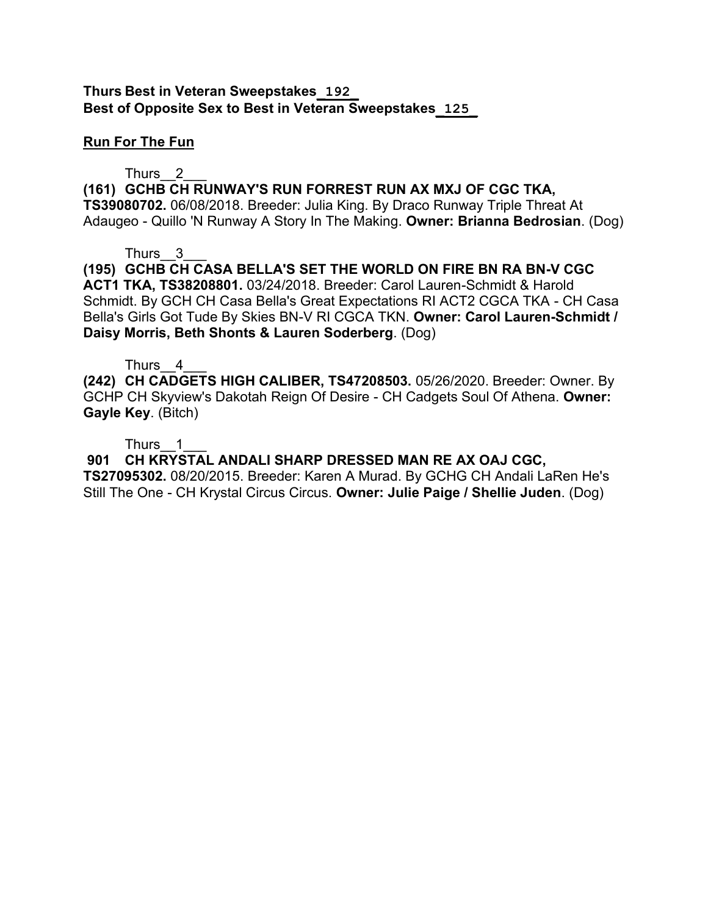**Thurs Best in Veteran Sweepstakes\_ 192 \_**
**Best of Opposite Sex to Best in Veteran Sweepstakes\_ 125 \_**

**Run For The Fun**

Thurs\_\_2\_\_\_

**(161) GCHB CH RUNWAY'S RUN FORREST RUN AX MXJ OF CGC TKA, TS39080702.** 06/08/2018. Breeder: Julia King. By Draco Runway Triple Threat At Adaugeo - Quillo 'N Runway A Story In The Making. **Owner: Brianna Bedrosian**. (Dog)

Thurs\_\_3\_\_\_

**(195) GCHB CH CASA BELLA'S SET THE WORLD ON FIRE BN RA BN-V CGC ACT1 TKA, TS38208801.** 03/24/2018. Breeder: Carol Lauren-Schmidt & Harold Schmidt. By GCH CH Casa Bella's Great Expectations RI ACT2 CGCA TKA - CH Casa Bella's Girls Got Tude By Skies BN-V RI CGCA TKN. **Owner: Carol Lauren-Schmidt / Daisy Morris, Beth Shonts & Lauren Soderberg**. (Dog)

Thurs\_\_4\_\_\_

**(242) CH CADGETS HIGH CALIBER, TS47208503.** 05/26/2020. Breeder: Owner. By GCHP CH Skyview's Dakotah Reign Of Desire - CH Cadgets Soul Of Athena. **Owner: Gayle Key**. (Bitch)

Thurs\_\_1\_\_\_

**901 CH KRYSTAL ANDALI SHARP DRESSED MAN RE AX OAJ CGC, TS27095302.** 08/20/2015. Breeder: Karen A Murad. By GCHG CH Andali LaRen He's Still The One - CH Krystal Circus Circus. **Owner: Julie Paige / Shellie Juden**. (Dog)